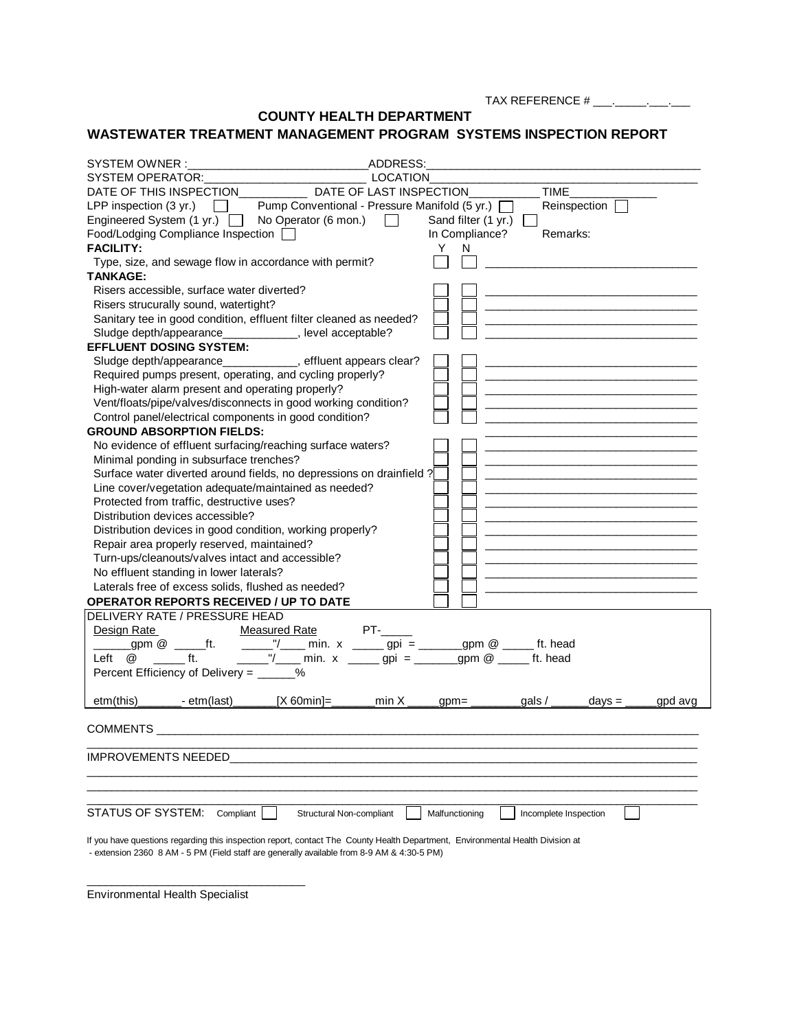TAX REFERENCE # ___.____.___.___

## COUNTY HEALTH DEPARTMENT

## WASTEWATER TREATMENT MANAGEMENT PROGRAM SYSTEMS INSPECTION REPORT

SYSTEM OWNER :___________________________ ADDRESS:__________________________________________

SYSTEM OPERATOR:_________________________ LOCATION________________________________________

DATE OF THIS INSPECTION__________ DATE OF LAST INSPECTION__________ TIME____________

LPP inspection (3 yr.) ☐ Pump Conventional - Pressure Manifold (5 yr.) ☐ Reinspection ☐

Engineered System (1 yr.) ☐ No Operator (6 mon.) ☐ Sand filter (1 yr.) ☐

Food/Lodging Compliance Inspection ☐

| In Compliance? | Y | N | Remarks: |
|---|---|---|---|
| **FACILITY:** | | | |
| Type, size, and sewage flow in accordance with permit? | ☐ | ☐ | ________________ |
| **TANKAGE:** | | | |
| Risers accessible, surface water diverted? | ☐ | ☐ | ________________ |
| Risers strucurally sound, watertight? | ☐ | ☐ | ________________ |
| Sanitary tee in good condition, effluent filter cleaned as needed? | ☐ | ☐ | ________________ |
| Sludge depth/appearance___________, level acceptable? | ☐ | ☐ | ________________ |
| **EFFLUENT DOSING SYSTEM:** | | | |
| Sludge depth/appearance___________, effluent appears clear? | ☐ | ☐ | ________________ |
| Required pumps present, operating, and cycling properly? | ☐ | ☐ | ________________ |
| High-water alarm present and operating properly? | ☐ | ☐ | ________________ |
| Vent/floats/pipe/valves/disconnects in good working condition? | ☐ | ☐ | ________________ |
| Control panel/electrical components in good condition? | ☐ | ☐ | ________________ |
| **GROUND ABSORPTION FIELDS:** | | | ________________ |
| No evidence of effluent surfacing/reaching surface waters? | ☐ | ☐ | ________________ |
| Minimal ponding in subsurface trenches? | ☐ | ☐ | ________________ |
| Surface water diverted around fields, no depressions on drainfield ? | ☐ | ☐ | ________________ |
| Line cover/vegetation adequate/maintained as needed? | ☐ | ☐ | ________________ |
| Protected from traffic, destructive uses? | ☐ | ☐ | ________________ |
| Distribution devices accessible? | ☐ | ☐ | ________________ |
| Distribution devices in good condition, working properly? | ☐ | ☐ | ________________ |
| Repair area properly reserved, maintained? | ☐ | ☐ | ________________ |
| Turn-ups/cleanouts/valves intact and accessible? | ☐ | ☐ | ________________ |
| No effluent standing in lower laterals? | ☐ | ☐ | ________________ |
| Laterals free of excess solids, flushed as needed? | ☐ | ☐ | ________________ |
| **OPERATOR REPORTS RECEIVED / UP TO DATE** | ☐ | ☐ | |

DELIVERY RATE / PRESSURE HEAD

Design Rate &nbsp;&nbsp;&nbsp;&nbsp; Measured Rate &nbsp;&nbsp;&nbsp;&nbsp; PT-_____

______gpm @ _____ft. &nbsp;&nbsp; _____"/____ min. x _____ gpi = _______gpm @ _____ ft. head

Left @ _____ ft. &nbsp;&nbsp; _____"/____ min. x _____ gpi = _______gpm @ _____ ft. head

Percent Efficiency of Delivery = ______%

etm(this)_______- etm(last)_______[X 60min]=_______min X _____gpm= ________gals / ______days = _____gpd avg

COMMENTS ________________________________________________________________________________

_________________________________________________________________________________________

IMPROVEMENTS NEEDED_______________________________________________________________________

_________________________________________________________________________________________

_________________________________________________________________________________________

_________________________________________________________________________________________

STATUS OF SYSTEM: Compliant ☐ Structural Non-compliant ☐ Malfunctioning ☐ Incomplete Inspection ☐

If you have questions regarding this inspection report, contact The County Health Department, Environmental Health Division at - extension 2360 8 AM - 5 PM (Field staff are generally available from 8-9 AM & 4:30-5 PM)

___________________________________

Environmental Health Specialist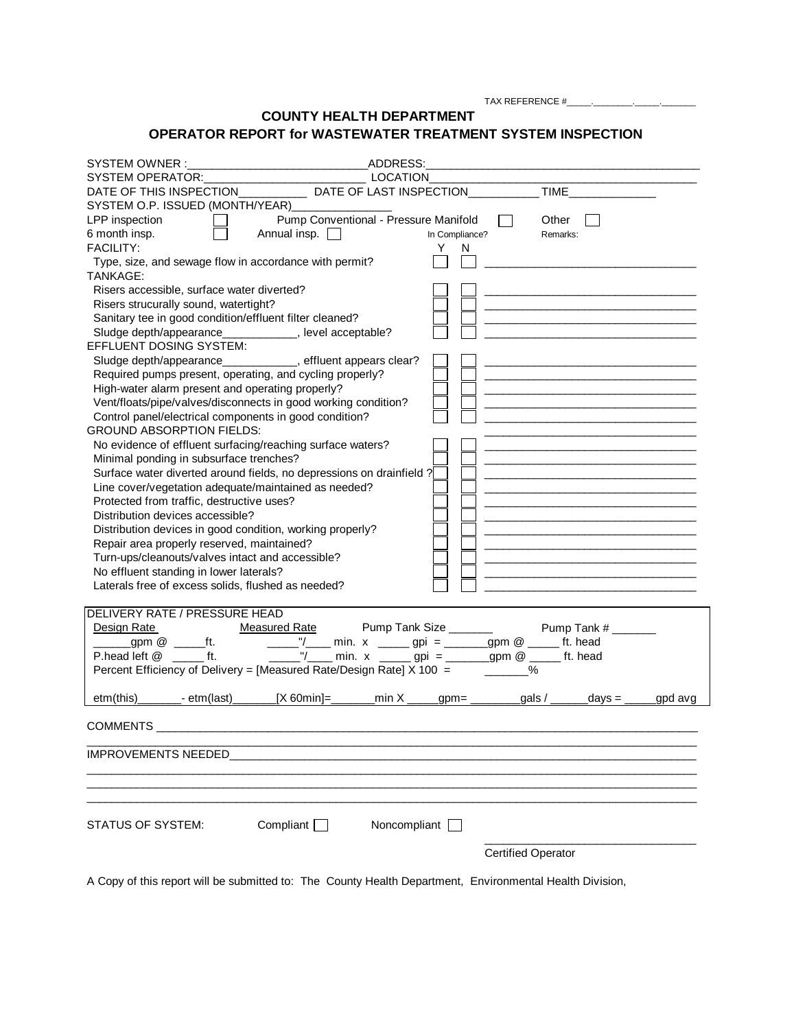TAX REFERENCE #_____.________._____._______

## COUNTY HEALTH DEPARTMENT

## OPERATOR REPORT for WASTEWATER TREATMENT SYSTEM INSPECTION

SYSTEM OWNER :___________________________ADDRESS:_________________________________________

SYSTEM OPERATOR:________________________ LOCATION_______________________________________

DATE OF THIS INSPECTION___________ DATE OF LAST INSPECTION___________ TIME_____________

SYSTEM O.P. ISSUED (MONTH/YEAR)________________

LPP inspection ☐ Pump Conventional - Pressure Manifold ☐ Other ☐

6 month insp. ☐ Annual insp. ☐

| | In Compliance? Y | N | Remarks: |
|---|---|---|---|
| **FACILITY:** | | | |
| Type, size, and sewage flow in accordance with permit? | ☐ | ☐ | _______________ |
| **TANKAGE:** | | | |
| Risers accessible, surface water diverted? | ☐ | ☐ | _______________ |
| Risers strucurally sound, watertight? | ☐ | ☐ | _______________ |
| Sanitary tee in good condition/effluent filter cleaned? | ☐ | ☐ | _______________ |
| Sludge depth/appearance____________, level acceptable? | ☐ | ☐ | _______________ |
| **EFFLUENT DOSING SYSTEM:** | | | |
| Sludge depth/appearance____________, effluent appears clear? | ☐ | ☐ | _______________ |
| Required pumps present, operating, and cycling properly? | ☐ | ☐ | _______________ |
| High-water alarm present and operating properly? | ☐ | ☐ | _______________ |
| Vent/floats/pipe/valves/disconnects in good working condition? | ☐ | ☐ | _______________ |
| Control panel/electrical components in good condition? | ☐ | ☐ | _______________ |
| **GROUND ABSORPTION FIELDS:** | | | _______________ |
| No evidence of effluent surfacing/reaching surface waters? | ☐ | ☐ | _______________ |
| Minimal ponding in subsurface trenches? | ☐ | ☐ | _______________ |
| Surface water diverted around fields, no depressions on drainfield ? | ☐ | ☐ | _______________ |
| Line cover/vegetation adequate/maintained as needed? | ☐ | ☐ | _______________ |
| Protected from traffic, destructive uses? | ☐ | ☐ | _______________ |
| Distribution devices accessible? | ☐ | ☐ | _______________ |
| Distribution devices in good condition, working properly? | ☐ | ☐ | _______________ |
| Repair area properly reserved, maintained? | ☐ | ☐ | _______________ |
| Turn-ups/cleanouts/valves intact and accessible? | ☐ | ☐ | _______________ |
| No effluent standing in lower laterals? | ☐ | ☐ | _______________ |
| Laterals free of excess solids, flushed as needed? | ☐ | ☐ | _______________ |

**DELIVERY RATE / PRESSURE HEAD**

Design Rate &nbsp;&nbsp; Measured Rate &nbsp;&nbsp; Pump Tank Size _______ &nbsp;&nbsp; Pump Tank # _______

______gpm @ _____ft. &nbsp;&nbsp; _____"/____ min. x _____ gpi = _______gpm @ _____ ft. head

P.head left @ _____ ft. &nbsp;&nbsp; _____"/____ min. x _____ gpi = _______gpm @ _____ ft. head

Percent Efficiency of Delivery = [Measured Rate/Design Rate] X 100 = _______%

etm(this)_______- etm(last)_______[X 60min]=_______min X _____gpm= ________gals / ______days = _____gpd avg

COMMENTS ____________________________________________________________________________

_____________________________________________________________________________________

IMPROVEMENTS NEEDED__________________________________________________________________

_____________________________________________________________________________________

_____________________________________________________________________________________

_____________________________________________________________________________________

STATUS OF SYSTEM: Compliant ☐ Noncompliant ☐

_________________________________
Certified Operator

A Copy of this report will be submitted to: The County Health Department, Environmental Health Division,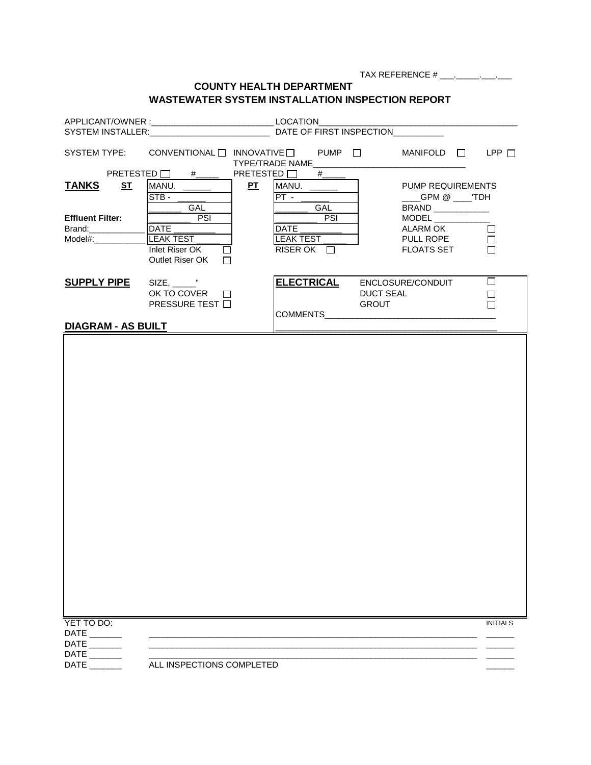TAX REFERENCE # ___.\_\_\_\_\_.___.___

**COUNTY HEALTH DEPARTMENT**
**WASTEWATER SYSTEM INSTALLATION INSPECTION REPORT**

APPLICANT/OWNER :_________________________ LOCATION__________________________________________

SYSTEM INSTALLER:_________________________ DATE OF FIRST INSPECTION___________

SYSTEM TYPE: CONVENTIONAL ☐ INNOVATIVE ☐ PUMP ☐ MANIFOLD ☐ LPP ☐

TYPE/TRADE NAME________________________________

PRETESTED ☐ #_____ PRETESTED ☐ #_____

**TANKS** **ST**

| MANU. ______ |
|---|
| STB - ______ |
| _______ GAL |
| _________ PSI |
| DATE _________ |
| LEAK TEST _____ |

Inlet Riser OK ☐
Outlet Riser OK ☐

**PT**

| MANU. ______ |
|---|
| PT - ______ |
| _______ GAL |
| _________ PSI |
| DATE _________ |
| LEAK TEST _____ |

RISER OK ☐

PUMP REQUIREMENTS
____GPM @ ____'TDH
BRAND ____________
MODEL ____________
ALARM OK ☐
PULL ROPE ☐
FLOATS SET ☐

**Effluent Filter:**
Brand:____________
Model#:___________

**SUPPLY PIPE** SIZE, _____"
OK TO COVER ☐
PRESSURE TEST ☐

**ELECTRICAL**
ENCLOSURE/CONDUIT ☐
DUCT SEAL ☐
GROUT ☐

COMMENTS___________________________________

_______________________________________________

**DIAGRAM - AS BUILT**

YET TO DO: INITIALS

DATE _______ _________________________________________________________________________ ______

DATE _______ _________________________________________________________________________ ______

DATE _______ _________________________________________________________________________ ______

DATE _______ ALL INSPECTIONS COMPLETED ______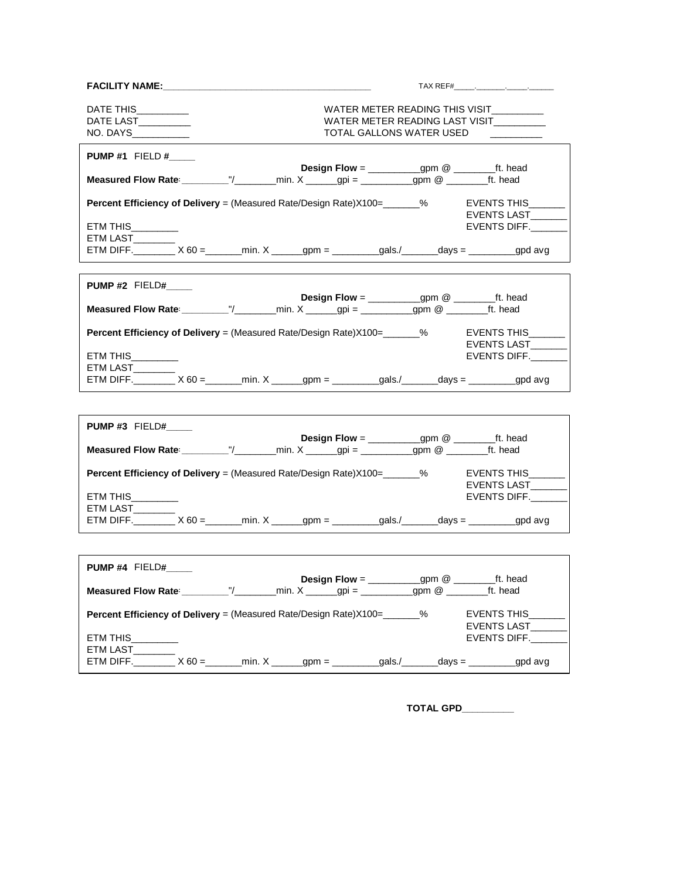**FACILITY NAME:**________________________________________ TAX REF#_____._______._____.______

DATE THIS__________
DATE LAST__________
NO. DAYS___________

WATER METER READING THIS VISIT__________
WATER METER READING LAST VISIT__________
TOTAL GALLONS WATER USED __________

---

**PUMP #1** FIELD #_____

**Design Flow** = __________gpm @ ________ft. head

**Measured Flow Rate**: _________"/________min. X ______gpi = __________gpm @ ________ft. head

**Percent Efficiency of Delivery** = (Measured Rate/Design Rate)X100=_______%

EVENTS THIS_______
EVENTS LAST_______
EVENTS DIFF._______

ETM THIS_________
ETM LAST________
ETM DIFF.________ X 60 =_______min. X ______gpm = _________gals./_______days = _________gpd avg

---

**PUMP #2** FIELD#_____

**Design Flow** = __________gpm @ ________ft. head

**Measured Flow Rate**: _________"/________min. X ______gpi = __________gpm @ ________ft. head

**Percent Efficiency of Delivery** = (Measured Rate/Design Rate)X100=_______%

EVENTS THIS_______
EVENTS LAST_______
EVENTS DIFF._______

ETM THIS_________
ETM LAST________
ETM DIFF.________ X 60 =_______min. X ______gpm = _________gals./_______days = _________gpd avg

---

**PUMP #3** FIELD#_____

**Design Flow** = __________gpm @ ________ft. head

**Measured Flow Rate**: _________"/________min. X ______gpi = __________gpm @ ________ft. head

**Percent Efficiency of Delivery** = (Measured Rate/Design Rate)X100=_______%

EVENTS THIS_______
EVENTS LAST_______
EVENTS DIFF._______

ETM THIS_________
ETM LAST________
ETM DIFF.________ X 60 =_______min. X ______gpm = _________gals./_______days = _________gpd avg

---

**PUMP #4** FIELD#_____

**Design Flow** = __________gpm @ ________ft. head

**Measured Flow Rate**: _________"/________min. X ______gpi = __________gpm @ ________ft. head

**Percent Efficiency of Delivery** = (Measured Rate/Design Rate)X100=_______%

EVENTS THIS_______
EVENTS LAST_______
EVENTS DIFF._______

ETM THIS_________
ETM LAST________
ETM DIFF.________ X 60 =_______min. X ______gpm = _________gals./_______days = _________gpd avg

---

**TOTAL GPD__________**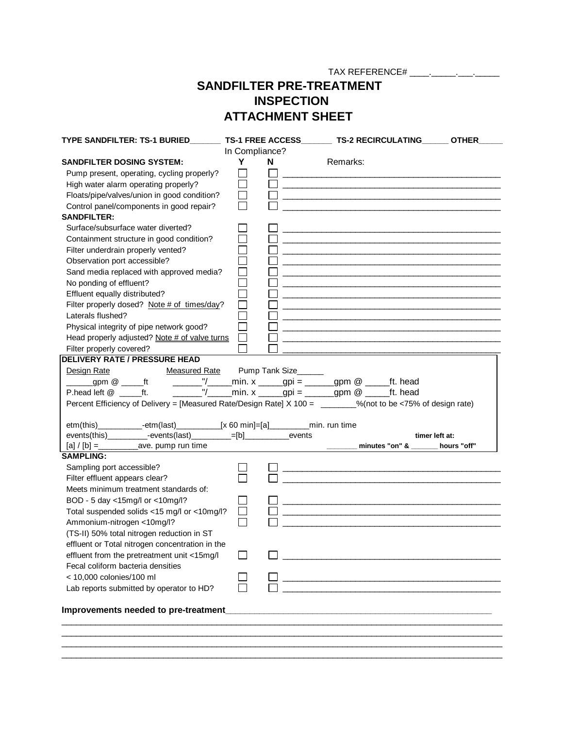TAX REFERENCE# ____._____.___._____

# SANDFILTER PRE-TREATMENT INSPECTION ATTACHMENT SHEET

**TYPE SANDFILTER: TS-1 BURIED_______ TS-1 FREE ACCESS_______ TS-2 RECIRCULATING______ OTHER_____**

| | In Compliance? Y | N | Remarks: |
|---|---|---|---|
| **SANDFILTER DOSING SYSTEM:** | | | |
| Pump present, operating, cycling properly? | ☐ | ☐ | ______________________________ |
| High water alarm operating properly? | ☐ | ☐ | ______________________________ |
| Floats/pipe/valves/union in good condition? | ☐ | ☐ | ______________________________ |
| Control panel/components in good repair? | ☐ | ☐ | ______________________________ |
| **SANDFILTER:** | | | |
| Surface/subsurface water diverted? | ☐ | ☐ | ______________________________ |
| Containment structure in good condition? | ☐ | ☐ | ______________________________ |
| Filter underdrain properly vented? | ☐ | ☐ | ______________________________ |
| Observation port accessible? | ☐ | ☐ | ______________________________ |
| Sand media replaced with approved media? | ☐ | ☐ | ______________________________ |
| No ponding of effluent? | ☐ | ☐ | ______________________________ |
| Effluent equally distributed? | ☐ | ☐ | ______________________________ |
| Filter properly dosed? Note # of times/day? | ☐ | ☐ | ______________________________ |
| Laterals flushed? | ☐ | ☐ | ______________________________ |
| Physical integrity of pipe network good? | ☐ | ☐ | ______________________________ |
| Head properly adjusted? Note # of valve turns | ☐ | ☐ | ______________________________ |
| Filter properly covered? | ☐ | ☐ | ______________________________ |

**DELIVERY RATE / PRESSURE HEAD**

Design Rate     Measured Rate     Pump Tank Size______

______gpm @ _____ft     ______"/_____min. x _____gpi = ______gpm @ _____ft. head

P.head left @ _____ft.     ______"/_____min. x _____gpi = ______gpm @ _____ft. head

Percent Efficiency of Delivery = [Measured Rate/Design Rate] X 100 = ________%(not to be <75% of design rate)

etm(this)__________-etm(last)__________[x 60 min]=[a]_________min. run time

events(this)_________-events(last)_________=[b]__________events     **timer left at:**

[a] / [b] =_________ave. pump run time     **_______ minutes "on" & _______ hours "off"**

| | Y | N | Remarks |
|---|---|---|---|
| **SAMPLING:** | | | |
| Sampling port accessible? | ☐ | ☐ | ______________________________ |
| Filter effluent appears clear? | ☐ | ☐ | ______________________________ |
| Meets minimum treatment standards of: | | | |
| BOD - 5 day <15mg/l or <10mg/l? | ☐ | ☐ | ______________________________ |
| Total suspended solids <15 mg/l or <10mg/l? | ☐ | ☐ | ______________________________ |
| Ammonium-nitrogen <10mg/l? | ☐ | ☐ | ______________________________ |
| (TS-II) 50% total nitrogen reduction in ST effluent or Total nitrogen concentration in the effluent from the pretreatment unit <15mg/l | ☐ | ☐ | ______________________________ |
| Fecal coliform bacteria densities < 10,000 colonies/100 ml | ☐ | ☐ | ______________________________ |
| Lab reports submitted by operator to HD? | ☐ | ☐ | ______________________________ |

**Improvements needed to pre-treatment**_______________________________________________

______________________________________________________________________________

______________________________________________________________________________

______________________________________________________________________________

______________________________________________________________________________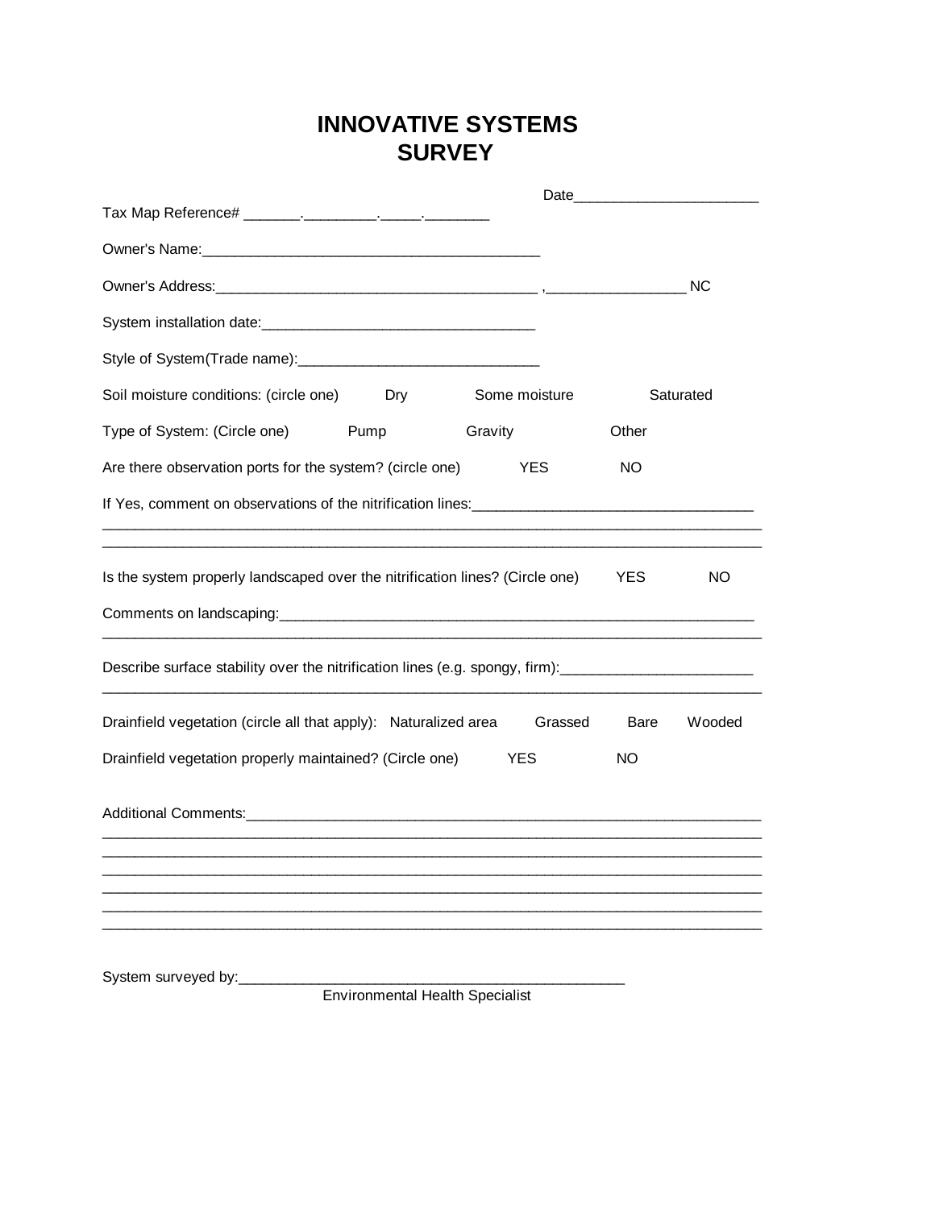# INNOVATIVE SYSTEMS SURVEY

Date_______________________

Tax Map Reference# _______._________._____.________

Owner's Name:__________________________________________

Owner's Address:_________________________________________ ,_________________ NC

System installation date:__________________________________

Style of System(Trade name):______________________________

Soil moisture conditions: (circle one) Dry Some moisture Saturated

Type of System: (Circle one) Pump Gravity Other

Are there observation ports for the system? (circle one) YES NO

If Yes, comment on observations of the nitrification lines:___________________________________
_____________________________________________________________________________________
_____________________________________________________________________________________

Is the system properly landscaped over the nitrification lines? (Circle one) YES NO

Comments on landscaping:______________________________________________________________
_____________________________________________________________________________________

Describe surface stability over the nitrification lines (e.g. spongy, firm):________________________
_____________________________________________________________________________________

Drainfield vegetation (circle all that apply): Naturalized area Grassed Bare Wooded

Drainfield vegetation properly maintained? (Circle one) YES NO

Additional Comments:_________________________________________________________________
_____________________________________________________________________________________
_____________________________________________________________________________________
_____________________________________________________________________________________
_____________________________________________________________________________________
_____________________________________________________________________________________
_____________________________________________________________________________________

System surveyed by:_________________________________________________
Environmental Health Specialist